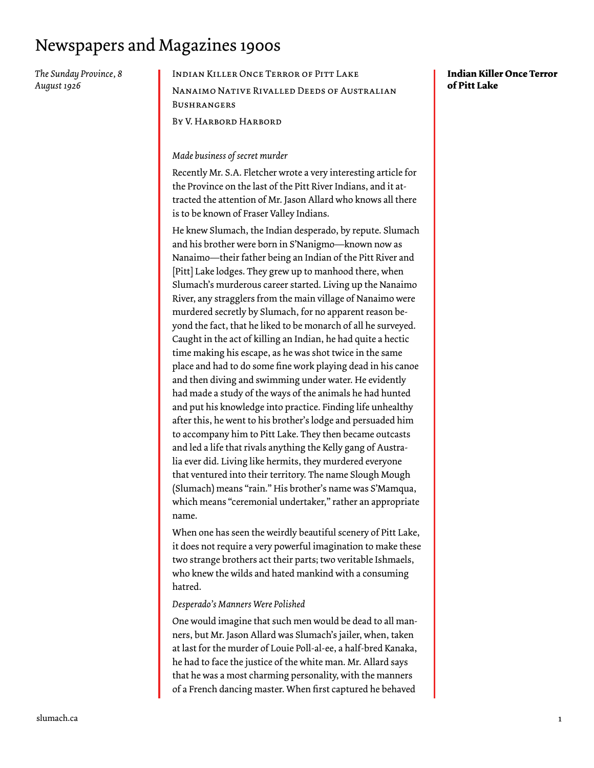# Newspapers and Magazines 1900s

*The Sunday Province, 8 August 1926*

**Indian Killer Once Terror of Pitt Lake**

Indian Killer Once Terror of Pitt Lake

Nanaimo Native Rivalled Deeds of Australian Bushrangers

By V. Harbord Harbord

*Made business of secret murder*

Recently Mr. S.A. Fletcher wrote a very interesting article for the Province on the last of the Pitt River Indians, and it attracted the attention of Mr. Jason Allard who knows all there is to be known of Fraser Valley Indians.

He knew Slumach, the Indian desperado, by repute. Slumach and his brother were born in S'Nanigmo—known now as Nanaimo—their father being an Indian of the Pitt River and [Pitt] Lake lodges. They grew up to manhood there, when Slumach's murderous career started. Living up the Nanaimo River, any stragglers from the main village of Nanaimo were murdered secretly by Slumach, for no apparent reason beyond the fact, that he liked to be monarch of all he surveyed. Caught in the act of killing an Indian, he had quite a hectic time making his escape, as he was shot twice in the same place and had to do some fine work playing dead in his canoe and then diving and swimming under water. He evidently had made a study of the ways of the animals he had hunted and put his knowledge into practice. Finding life unhealthy after this, he went to his brother's lodge and persuaded him to accompany him to Pitt Lake. They then became outcasts and led a life that rivals anything the Kelly gang of Australia ever did. Living like hermits, they murdered everyone that ventured into their territory. The name Slough Mough (Slumach) means "rain." His brother's name was S'Mamqua, which means "ceremonial undertaker," rather an appropriate name.

When one has seen the weirdly beautiful scenery of Pitt Lake, it does not require a very powerful imagination to make these two strange brothers act their parts; two veritable Ishmaels, who knew the wilds and hated mankind with a consuming hatred.

*Desperado's Manners Were Polished*

One would imagine that such men would be dead to all manners, but Mr. Jason Allard was Slumach's jailer, when, taken at last for the murder of Louie Poll-al-ee, a half-bred Kanaka, he had to face the justice of the white man. Mr. Allard says that he was a most charming personality, with the manners of a French dancing master. When first captured he behaved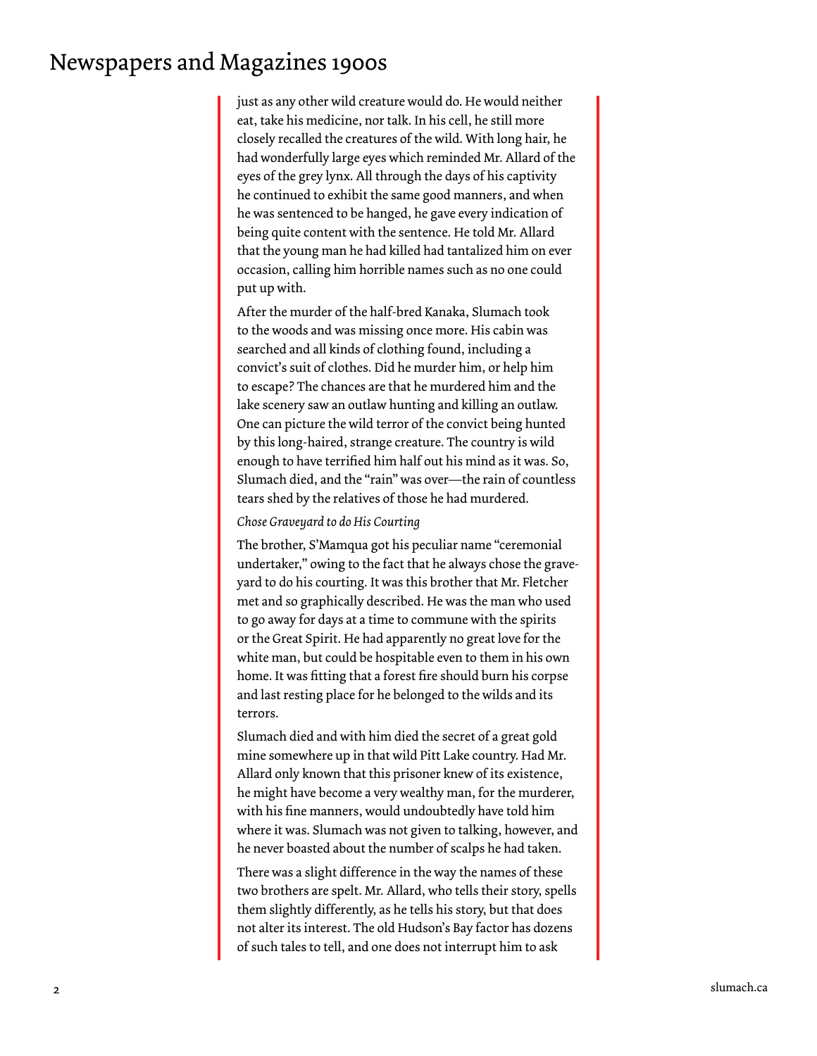just as any other wild creature would do. He would neither eat, take his medicine, nor talk. In his cell, he still more closely recalled the creatures of the wild. With long hair, he had wonderfully large eyes which reminded Mr. Allard of the eyes of the grey lynx. All through the days of his captivity he continued to exhibit the same good manners, and when he was sentenced to be hanged, he gave every indication of being quite content with the sentence. He told Mr. Allard that the young man he had killed had tantalized him on ever occasion, calling him horrible names such as no one could put up with.

After the murder of the half-bred Kanaka, Slumach took to the woods and was missing once more. His cabin was searched and all kinds of clothing found, including a convict's suit of clothes. Did he murder him, or help him to escape? The chances are that he murdered him and the lake scenery saw an outlaw hunting and killing an outlaw. One can picture the wild terror of the convict being hunted by this long-haired, strange creature. The country is wild enough to have terrified him half out his mind as it was. So, Slumach died, and the "rain" was over—the rain of countless tears shed by the relatives of those he had murdered.

*Chose Graveyard to do His Courting*

The brother, S'Mamqua got his peculiar name "ceremonial undertaker," owing to the fact that he always chose the graveyard to do his courting. It was this brother that Mr. Fletcher met and so graphically described. He was the man who used to go away for days at a time to commune with the spirits or the Great Spirit. He had apparently no great love for the white man, but could be hospitable even to them in his own home. It was fitting that a forest fire should burn his corpse and last resting place for he belonged to the wilds and its terrors.

Slumach died and with him died the secret of a great gold mine somewhere up in that wild Pitt Lake country. Had Mr. Allard only known that this prisoner knew of its existence, he might have become a very wealthy man, for the murderer, with his fine manners, would undoubtedly have told him where it was. Slumach was not given to talking, however, and he never boasted about the number of scalps he had taken.

There was a slight difference in the way the names of these two brothers are spelt. Mr. Allard, who tells their story, spells them slightly differently, as he tells his story, but that does not alter its interest. The old Hudson's Bay factor has dozens of such tales to tell, and one does not interrupt him to ask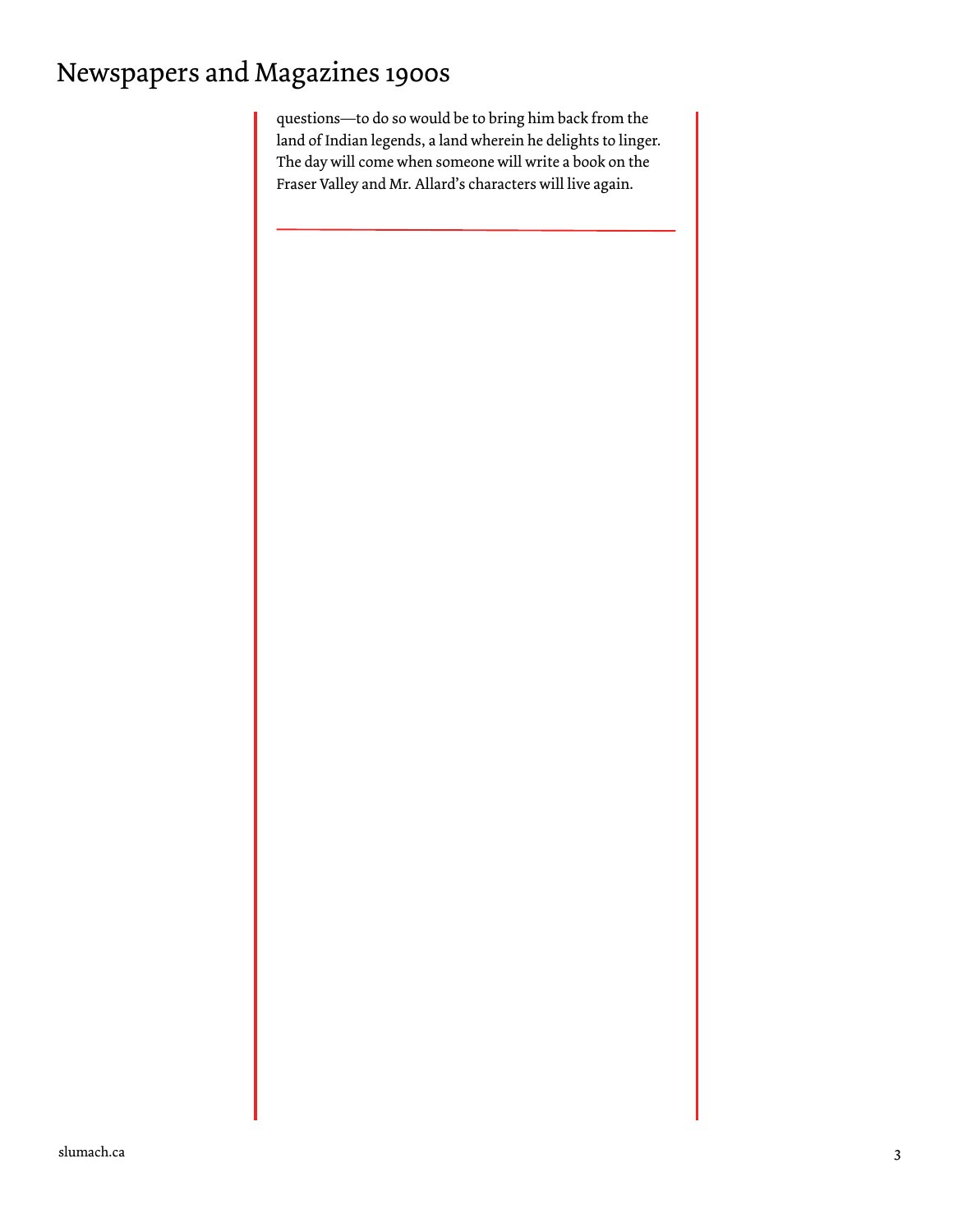questions—to do so would be to bring him back from the land of Indian legends, a land wherein he delights to linger. The day will come when someone will write a book on the Fraser Valley and Mr. Allard's characters will live again.

---